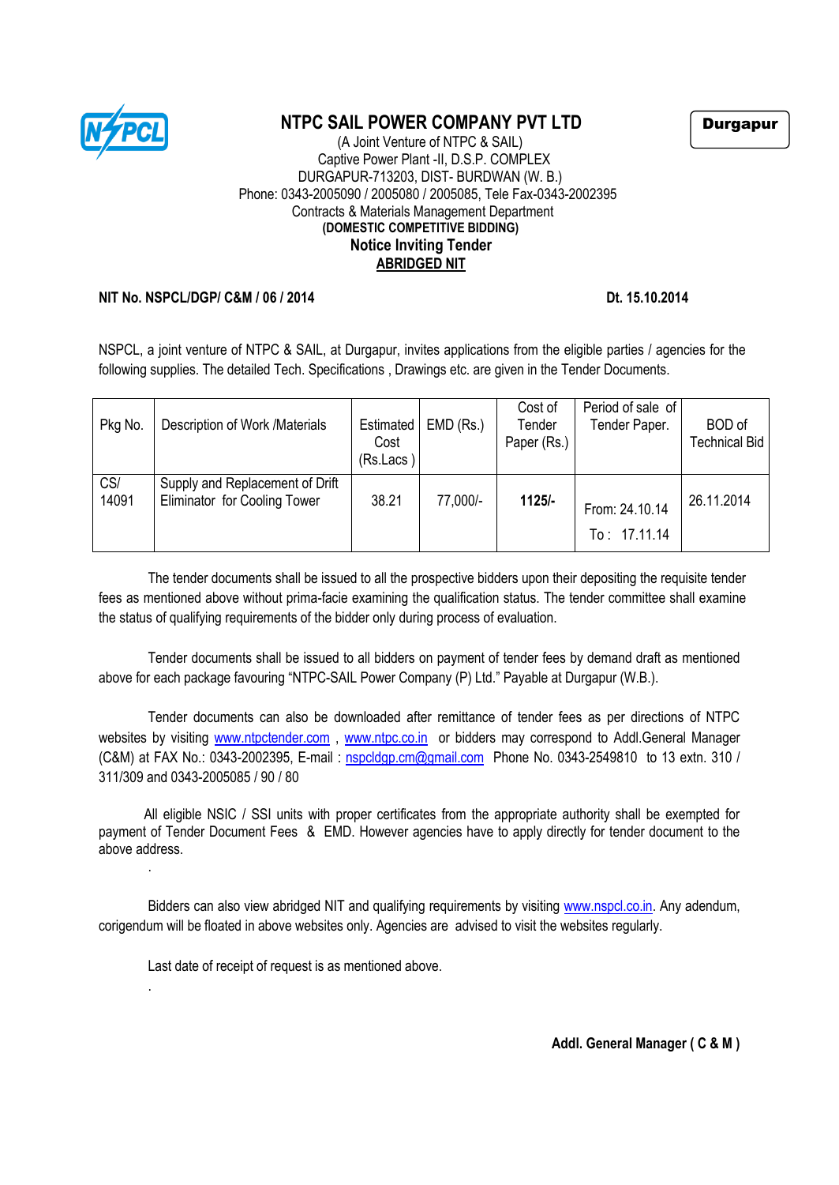# NTPC SAIL POWER COMPANY PVT LTD

**Durgapur**

(A Joint Venture of NTPC & SAIL)
Captive Power Plant -II, D.S.P. COMPLEX
DURGAPUR-713203, DIST- BURDWAN (W. B.)
Phone: 0343-2005090 / 2005080 / 2005085, Tele Fax-0343-2002395
Contracts & Materials Management Department

**(DOMESTIC COMPETITIVE BIDDING)**

## Notice Inviting Tender

**ABRIDGED NIT**

**NIT No. NSPCL/DGP/ C&M / 06 / 2014** **Dt. 15.10.2014**

NSPCL, a joint venture of NTPC & SAIL, at Durgapur, invites applications from the eligible parties / agencies for the following supplies. The detailed Tech. Specifications , Drawings etc. are given in the Tender Documents.

| Pkg No. | Description of Work /Materials | Estimated Cost (Rs.Lacs ) | EMD (Rs.) | Cost of Tender Paper (Rs.) | Period of sale of Tender Paper. | BOD of Technical Bid |
|---|---|---|---|---|---|---|
| CS/ 14091 | Supply and Replacement of Drift Eliminator for Cooling Tower | 38.21 | 77,000/- | **1125/-** | From: 24.10.14 To : 17.11.14 | 26.11.2014 |

The tender documents shall be issued to all the prospective bidders upon their depositing the requisite tender fees as mentioned above without prima-facie examining the qualification status. The tender committee shall examine the status of qualifying requirements of the bidder only during process of evaluation.

Tender documents shall be issued to all bidders on payment of tender fees by demand draft as mentioned above for each package favouring "NTPC-SAIL Power Company (P) Ltd." Payable at Durgapur (W.B.).

Tender documents can also be downloaded after remittance of tender fees as per directions of NTPC websites by visiting www.ntpctender.com , www.ntpc.co.in or bidders may correspond to Addl.General Manager (C&M) at FAX No.: 0343-2002395, E-mail : nspcldgp.cm@gmail.com Phone No. 0343-2549810 to 13 extn. 310 / 311/309 and 0343-2005085 / 90 / 80

All eligible NSIC / SSI units with proper certificates from the appropriate authority shall be exempted for payment of Tender Document Fees & EMD. However agencies have to apply directly for tender document to the above address.

Bidders can also view abridged NIT and qualifying requirements by visiting www.nspcl.co.in. Any adendum, corigendum will be floated in above websites only. Agencies are advised to visit the websites regularly.

Last date of receipt of request is as mentioned above.

**Addl. General Manager ( C & M )**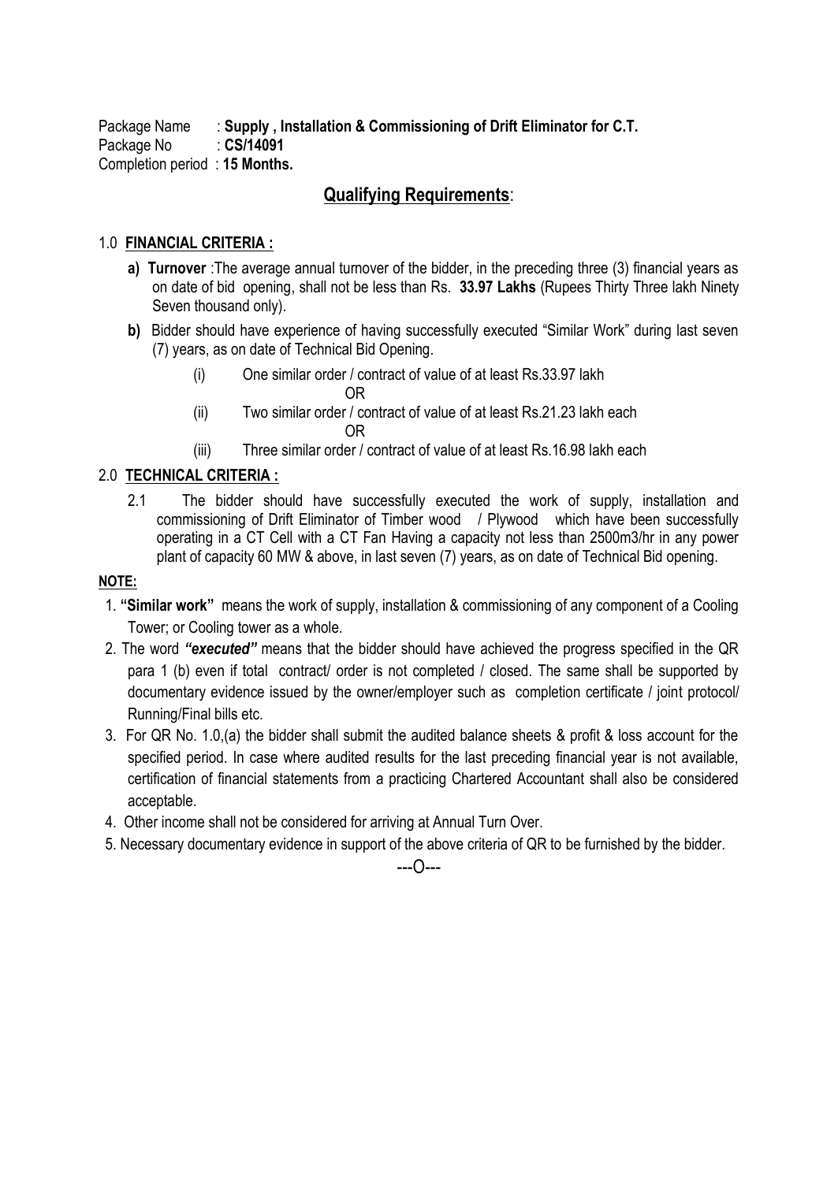Package Name : **Supply , Installation & Commissioning of Drift Eliminator for C.T.**
Package No : **CS/14091**
Completion period : **15 Months.**

## **Qualifying Requirements**:

### 1.0 **FINANCIAL CRITERIA :**

**a) Turnover** :The average annual turnover of the bidder, in the preceding three (3) financial years as on date of bid opening, shall not be less than Rs. **33.97 Lakhs** (Rupees Thirty Three lakh Ninety Seven thousand only).

**b)** Bidder should have experience of having successfully executed "Similar Work" during last seven (7) years, as on date of Technical Bid Opening.

(i) One similar order / contract of value of at least Rs.33.97 lakh

OR

(ii) Two similar order / contract of value of at least Rs.21.23 lakh each

OR

(iii) Three similar order / contract of value of at least Rs.16.98 lakh each

### 2.0 **TECHNICAL CRITERIA :**

2.1 The bidder should have successfully executed the work of supply, installation and commissioning of Drift Eliminator of Timber wood / Plywood which have been successfully operating in a CT Cell with a CT Fan Having a capacity not less than 2500m3/hr in any power plant of capacity 60 MW & above, in last seven (7) years, as on date of Technical Bid opening.

**NOTE:**

1. **"Similar work"** means the work of supply, installation & commissioning of any component of a Cooling Tower; or Cooling tower as a whole.
2. The word ***"executed"*** means that the bidder should have achieved the progress specified in the QR para 1 (b) even if total contract/ order is not completed / closed. The same shall be supported by documentary evidence issued by the owner/employer such as completion certificate / joint protocol/ Running/Final bills etc.
3. For QR No. 1.0,(a) the bidder shall submit the audited balance sheets & profit & loss account for the specified period. In case where audited results for the last preceding financial year is not available, certification of financial statements from a practicing Chartered Accountant shall also be considered acceptable.
4. Other income shall not be considered for arriving at Annual Turn Over.
5. Necessary documentary evidence in support of the above criteria of QR to be furnished by the bidder.

---O---